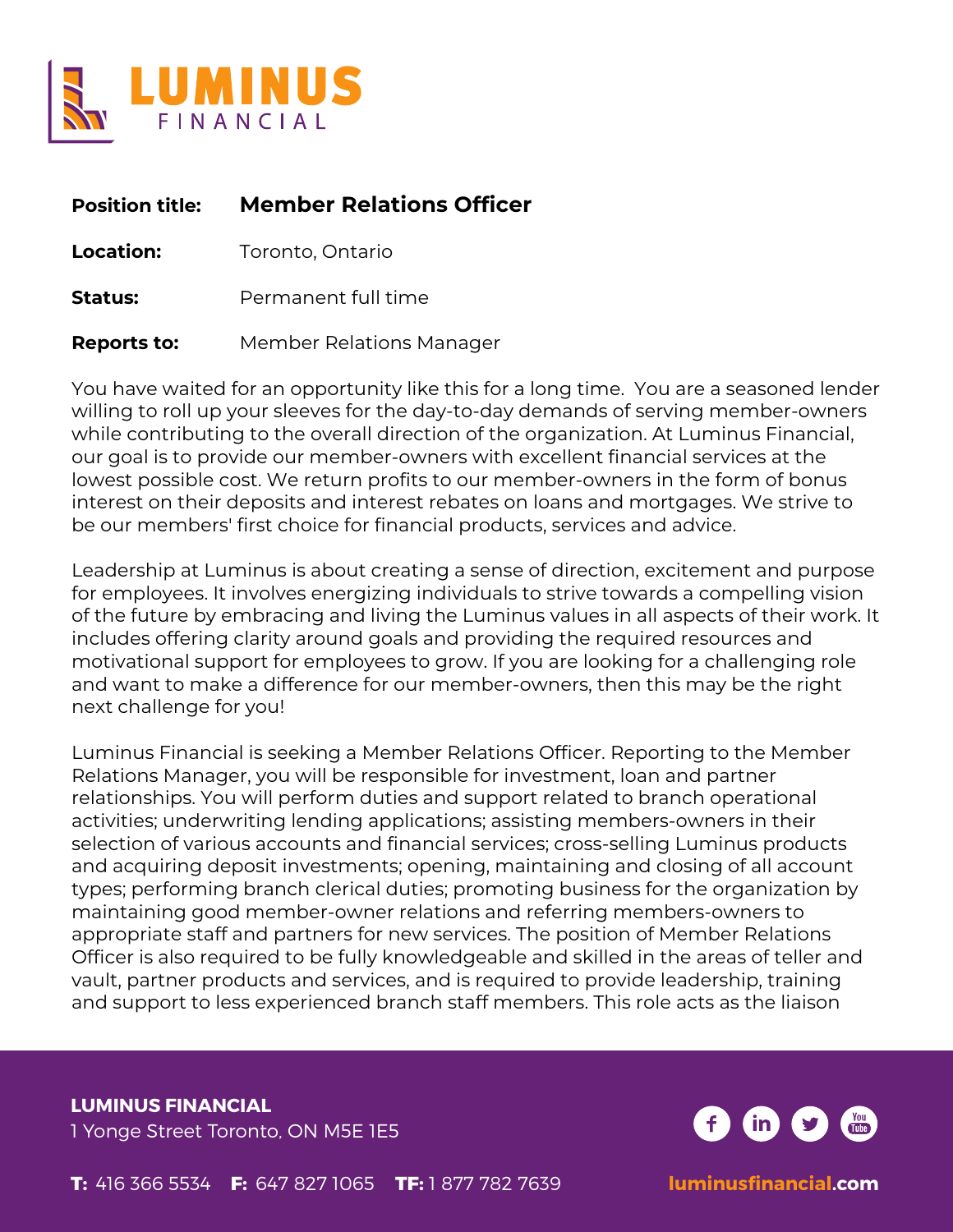# LUMINUS FINANCIAL

| | |
|---|---|
| **Position title:** | **Member Relations Officer** |
| **Location:** | Toronto, Ontario |
| **Status:** | Permanent full time |
| **Reports to:** | Member Relations Manager |

You have waited for an opportunity like this for a long time. You are a seasoned lender willing to roll up your sleeves for the day-to-day demands of serving member-owners while contributing to the overall direction of the organization. At Luminus Financial, our goal is to provide our member-owners with excellent financial services at the lowest possible cost. We return profits to our member-owners in the form of bonus interest on their deposits and interest rebates on loans and mortgages. We strive to be our members' first choice for financial products, services and advice.

Leadership at Luminus is about creating a sense of direction, excitement and purpose for employees. It involves energizing individuals to strive towards a compelling vision of the future by embracing and living the Luminus values in all aspects of their work. It includes offering clarity around goals and providing the required resources and motivational support for employees to grow. If you are looking for a challenging role and want to make a difference for our member-owners, then this may be the right next challenge for you!

Luminus Financial is seeking a Member Relations Officer. Reporting to the Member Relations Manager, you will be responsible for investment, loan and partner relationships. You will perform duties and support related to branch operational activities; underwriting lending applications; assisting members-owners in their selection of various accounts and financial services; cross-selling Luminus products and acquiring deposit investments; opening, maintaining and closing of all account types; performing branch clerical duties; promoting business for the organization by maintaining good member-owner relations and referring members-owners to appropriate staff and partners for new services. The position of Member Relations Officer is also required to be fully knowledgeable and skilled in the areas of teller and vault, partner products and services, and is required to provide leadership, training and support to less experienced branch staff members. This role acts as the liaison

**LUMINUS FINANCIAL**
1 Yonge Street Toronto, ON M5E 1E5

**T:** 416 366 5534 **F:** 647 827 1065 **TF:** 1 877 782 7639 luminusfinancial.com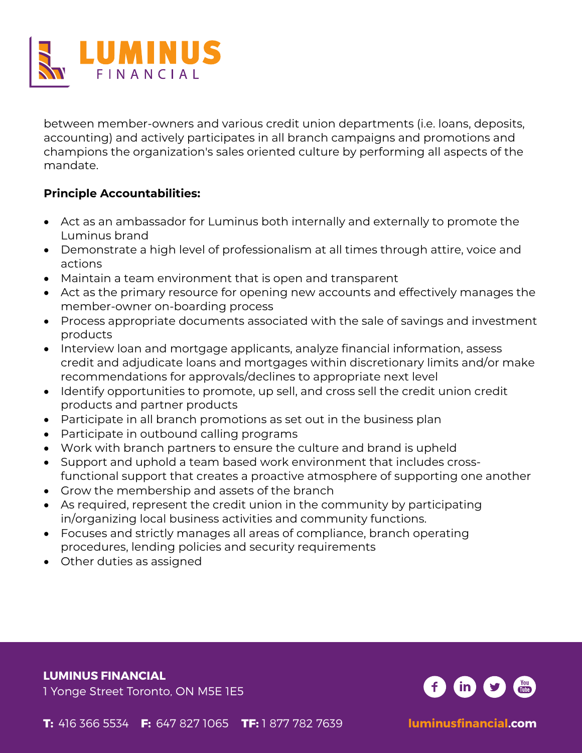between member-owners and various credit union departments (i.e. loans, deposits, accounting) and actively participates in all branch campaigns and promotions and champions the organization's sales oriented culture by performing all aspects of the mandate.

**Principle Accountabilities:**

- Act as an ambassador for Luminus both internally and externally to promote the Luminus brand
- Demonstrate a high level of professionalism at all times through attire, voice and actions
- Maintain a team environment that is open and transparent
- Act as the primary resource for opening new accounts and effectively manages the member-owner on-boarding process
- Process appropriate documents associated with the sale of savings and investment products
- Interview loan and mortgage applicants, analyze financial information, assess credit and adjudicate loans and mortgages within discretionary limits and/or make recommendations for approvals/declines to appropriate next level
- Identify opportunities to promote, up sell, and cross sell the credit union credit products and partner products
- Participate in all branch promotions as set out in the business plan
- Participate in outbound calling programs
- Work with branch partners to ensure the culture and brand is upheld
- Support and uphold a team based work environment that includes cross-functional support that creates a proactive atmosphere of supporting one another
- Grow the membership and assets of the branch
- As required, represent the credit union in the community by participating in/organizing local business activities and community functions.
- Focuses and strictly manages all areas of compliance, branch operating procedures, lending policies and security requirements
- Other duties as assigned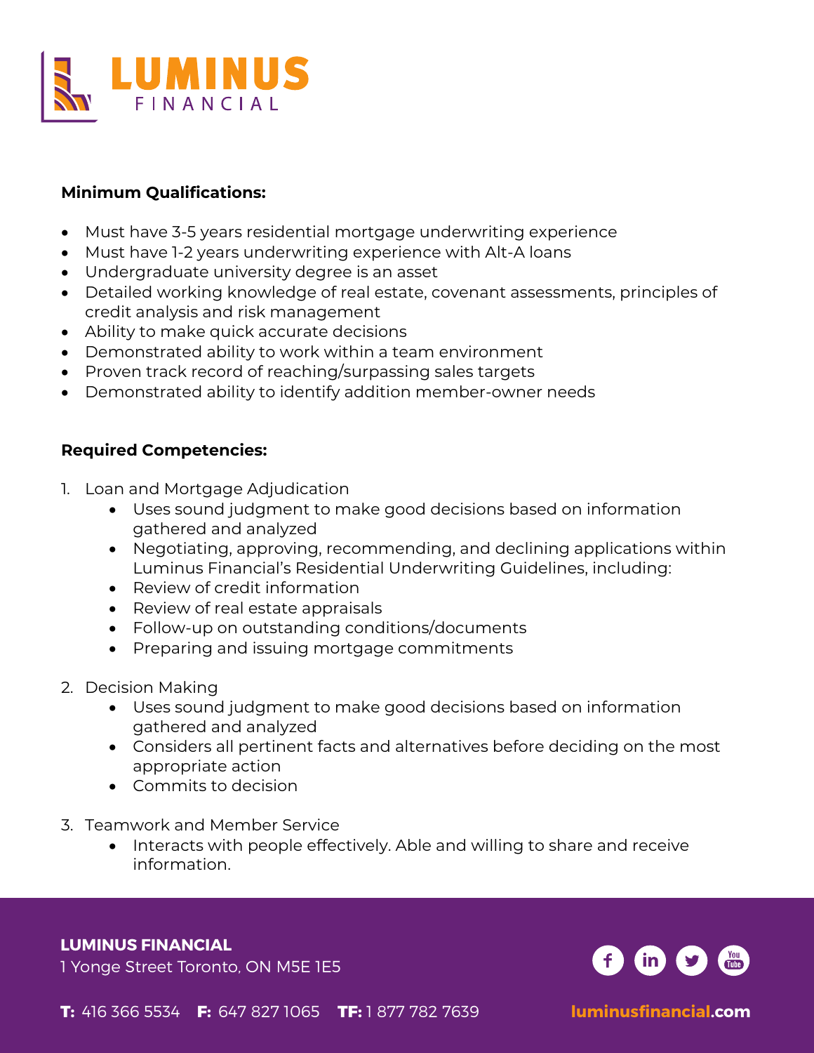**Minimum Qualifications:**

- Must have 3-5 years residential mortgage underwriting experience
- Must have 1-2 years underwriting experience with Alt-A loans
- Undergraduate university degree is an asset
- Detailed working knowledge of real estate, covenant assessments, principles of credit analysis and risk management
- Ability to make quick accurate decisions
- Demonstrated ability to work within a team environment
- Proven track record of reaching/surpassing sales targets
- Demonstrated ability to identify addition member-owner needs

**Required Competencies:**

1. Loan and Mortgage Adjudication
    - Uses sound judgment to make good decisions based on information gathered and analyzed
    - Negotiating, approving, recommending, and declining applications within Luminus Financial's Residential Underwriting Guidelines, including:
    - Review of credit information
    - Review of real estate appraisals
    - Follow-up on outstanding conditions/documents
    - Preparing and issuing mortgage commitments

2. Decision Making
    - Uses sound judgment to make good decisions based on information gathered and analyzed
    - Considers all pertinent facts and alternatives before deciding on the most appropriate action
    - Commits to decision

3. Teamwork and Member Service
    - Interacts with people effectively. Able and willing to share and receive information.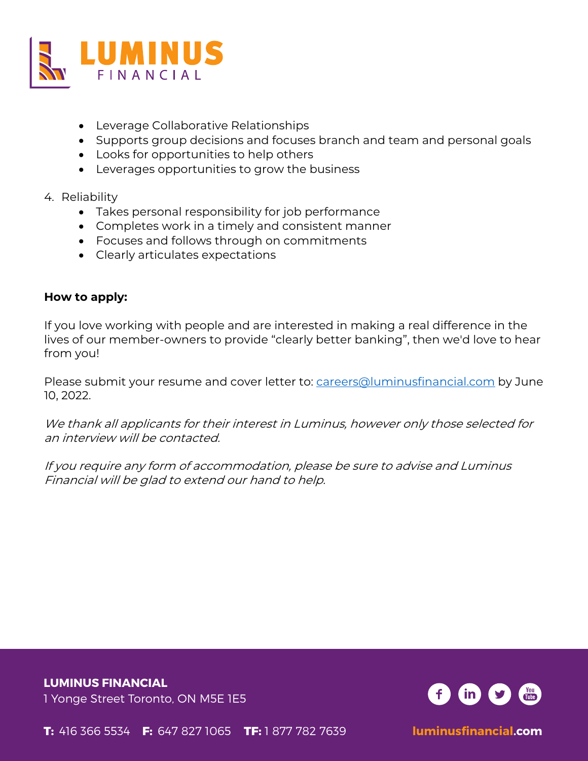- Leverage Collaborative Relationships
- Supports group decisions and focuses branch and team and personal goals
- Looks for opportunities to help others
- Leverages opportunities to grow the business

4. Reliability
    - Takes personal responsibility for job performance
    - Completes work in a timely and consistent manner
    - Focuses and follows through on commitments
    - Clearly articulates expectations

**How to apply:**

If you love working with people and are interested in making a real difference in the lives of our member-owners to provide "clearly better banking", then we'd love to hear from you!

Please submit your resume and cover letter to: careers@luminusfinancial.com by June 10, 2022.

*We thank all applicants for their interest in Luminus, however only those selected for an interview will be contacted.*

*If you require any form of accommodation, please be sure to advise and Luminus Financial will be glad to extend our hand to help.*

**LUMINUS FINANCIAL**
1 Yonge Street Toronto, ON M5E 1E5

**T:** 416 366 5534 **F:** 647 827 1065 **TF:** 1 877 782 7639

**luminusfinancial.com**